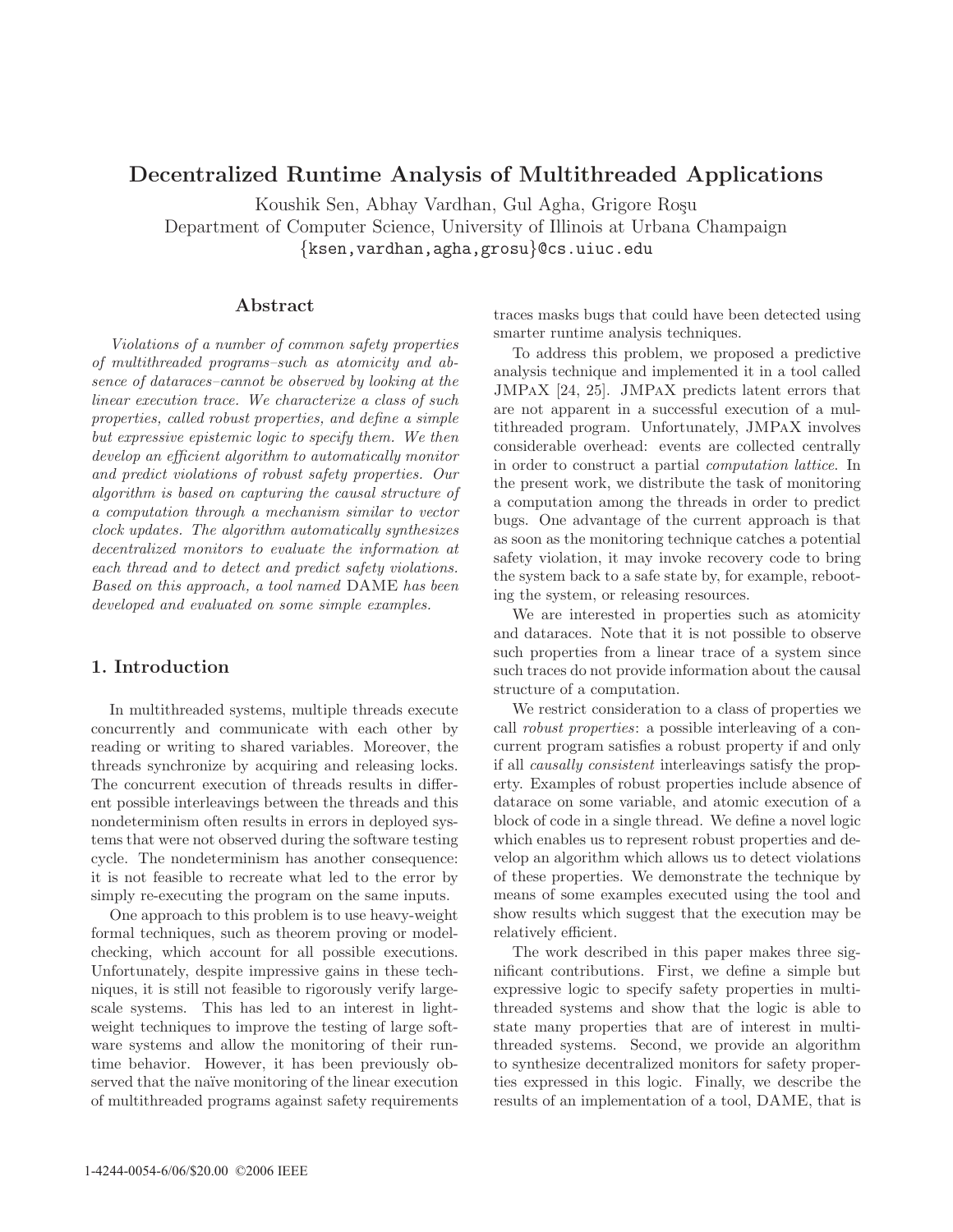# Decentralized Runtime Analysis of Multithreaded Applications

Koushik Sen, Abhay Vardhan, Gul Agha, Grigore Roşu
Department of Computer Science, University of Illinois at Urbana Champaign
{ksen,vardhan,agha,grosu}@cs.uiuc.edu

## Abstract

*Violations of a number of common safety properties of multithreaded programs–such as atomicity and absence of dataraces–cannot be observed by looking at the linear execution trace. We characterize a class of such properties, called robust properties, and define a simple but expressive epistemic logic to specify them. We then develop an efficient algorithm to automatically monitor and predict violations of robust safety properties. Our algorithm is based on capturing the causal structure of a computation through a mechanism similar to vector clock updates. The algorithm automatically synthesizes decentralized monitors to evaluate the information at each thread and to detect and predict safety violations. Based on this approach, a tool named DAME has been developed and evaluated on some simple examples.*

## 1. Introduction

In multithreaded systems, multiple threads execute concurrently and communicate with each other by reading or writing to shared variables. Moreover, the threads synchronize by acquiring and releasing locks. The concurrent execution of threads results in different possible interleavings between the threads and this nondeterminism often results in errors in deployed systems that were not observed during the software testing cycle. The nondeterminism has another consequence: it is not feasible to recreate what led to the error by simply re-executing the program on the same inputs.

One approach to this problem is to use heavy-weight formal techniques, such as theorem proving or model-checking, which account for all possible executions. Unfortunately, despite impressive gains in these techniques, it is still not feasible to rigorously verify large-scale systems. This has led to an interest in light-weight techniques to improve the testing of large software systems and allow the monitoring of their runtime behavior. However, it has been previously observed that the naïve monitoring of the linear execution of multithreaded programs against safety requirements traces masks bugs that could have been detected using smarter runtime analysis techniques.

To address this problem, we proposed a predictive analysis technique and implemented it in a tool called JMPaX [24, 25]. JMPaX predicts latent errors that are not apparent in a successful execution of a multithreaded program. Unfortunately, JMPaX involves considerable overhead: events are collected centrally in order to construct a partial *computation lattice*. In the present work, we distribute the task of monitoring a computation among the threads in order to predict bugs. One advantage of the current approach is that as soon as the monitoring technique catches a potential safety violation, it may invoke recovery code to bring the system back to a safe state by, for example, rebooting the system, or releasing resources.

We are interested in properties such as atomicity and dataraces. Note that it is not possible to observe such properties from a linear trace of a system since such traces do not provide information about the causal structure of a computation.

We restrict consideration to a class of properties we call *robust properties*: a possible interleaving of a concurrent program satisfies a robust property if and only if all *causally consistent* interleavings satisfy the property. Examples of robust properties include absence of datarace on some variable, and atomic execution of a block of code in a single thread. We define a novel logic which enables us to represent robust properties and develop an algorithm which allows us to detect violations of these properties. We demonstrate the technique by means of some examples executed using the tool and show results which suggest that the execution may be relatively efficient.

The work described in this paper makes three significant contributions. First, we define a simple but expressive logic to specify safety properties in multithreaded systems and show that the logic is able to state many properties that are of interest in multithreaded systems. Second, we provide an algorithm to synthesize decentralized monitors for safety properties expressed in this logic. Finally, we describe the results of an implementation of a tool, DAME, that is

1-4244-0054-6/06/$20.00 ©2006 IEEE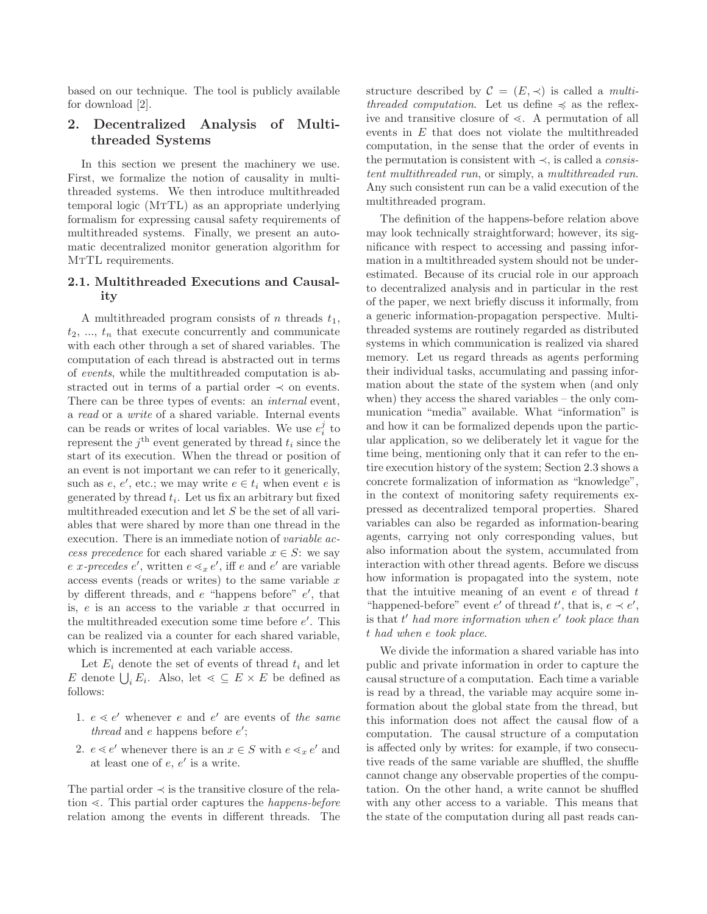based on our technique. The tool is publicly available for download [2].

## 2. Decentralized Analysis of Multithreaded Systems

In this section we present the machinery we use. First, we formalize the notion of causality in multithreaded systems. We then introduce multithreaded temporal logic (MtTL) as an appropriate underlying formalism for expressing causal safety requirements of multithreaded systems. Finally, we present an automatic decentralized monitor generation algorithm for MtTL requirements.

### 2.1. Multithreaded Executions and Causality

A multithreaded program consists of $n$ threads $t_1$, $t_2$, ..., $t_n$ that execute concurrently and communicate with each other through a set of shared variables. The computation of each thread is abstracted out in terms of *events*, while the multithreaded computation is abstracted out in terms of a partial order $\prec$ on events. There can be three types of events: an *internal* event, a *read* or a *write* of a shared variable. Internal events can be reads or writes of local variables. We use $e_i^j$ to represent the $j^{\text{th}}$ event generated by thread $t_i$ since the start of its execution. When the thread or position of an event is not important we can refer to it generically, such as $e$, $e'$, etc.; we may write $e \in t_i$ when event $e$ is generated by thread $t_i$. Let us fix an arbitrary but fixed multithreaded execution and let $S$ be the set of all variables that were shared by more than one thread in the execution. There is an immediate notion of *variable access precedence* for each shared variable $x \in S$: we say $e$ *x-precedes* $e'$, written $e \lessdot_x e'$, iff $e$ and $e'$ are variable access events (reads or writes) to the same variable $x$ by different threads, and $e$ "happens before" $e'$, that is, $e$ is an access to the variable $x$ that occurred in the multithreaded execution some time before $e'$. This can be realized via a counter for each shared variable, which is incremented at each variable access.

Let $E_i$ denote the set of events of thread $t_i$ and let $E$ denote $\bigcup_i E_i$. Also, let $\lessdot \subseteq E \times E$ be defined as follows:

1. $e \lessdot e'$ whenever $e$ and $e'$ are events of *the same thread* and $e$ happens before $e'$;
2. $e \lessdot e'$ whenever there is an $x \in S$ with $e \lessdot_x e'$ and at least one of $e$, $e'$ is a write.

The partial order $\prec$ is the transitive closure of the relation $\lessdot$. This partial order captures the *happens-before* relation among the events in different threads. The structure described by $\mathcal{C} = (E, \prec)$ is called a *multithreaded computation*. Let us define $\preccurlyeq$ as the reflexive and transitive closure of $\lessdot$. A permutation of all events in $E$ that does not violate the multithreaded computation, in the sense that the order of events in the permutation is consistent with $\prec$, is called a *consistent multithreaded run*, or simply, a *multithreaded run*. Any such consistent run can be a valid execution of the multithreaded program.

The definition of the happens-before relation above may look technically straightforward; however, its significance with respect to accessing and passing information in a multithreaded system should not be underestimated. Because of its crucial role in our approach to decentralized analysis and in particular in the rest of the paper, we next briefly discuss it informally, from a generic information-propagation perspective. Multithreaded systems are routinely regarded as distributed systems in which communication is realized via shared memory. Let us regard threads as agents performing their individual tasks, accumulating and passing information about the state of the system when (and only when) they access the shared variables – the only communication "media" available. What "information" is and how it can be formalized depends upon the particular application, so we deliberately let it vague for the time being, mentioning only that it can refer to the entire execution history of the system; Section 2.3 shows a concrete formalization of information as "knowledge", in the context of monitoring safety requirements expressed as decentralized temporal properties. Shared variables can also be regarded as information-bearing agents, carrying not only corresponding values, but also information about the system, accumulated from interaction with other thread agents. Before we discuss how information is propagated into the system, note that the intuitive meaning of an event $e$ of thread $t$ "happened-before" event $e'$ of thread $t'$, that is, $e \prec e'$, is that *$t'$ had more information when $e'$ took place than $t$ had when $e$ took place*.

We divide the information a shared variable has into public and private information in order to capture the causal structure of a computation. Each time a variable is read by a thread, the variable may acquire some information about the global state from the thread, but this information does not affect the causal flow of a computation. The causal structure of a computation is affected only by writes: for example, if two consecutive reads of the same variable are shuffled, the shuffle cannot change any observable properties of the computation. On the other hand, a write cannot be shuffled with any other access to a variable. This means that the state of the computation during all past reads can-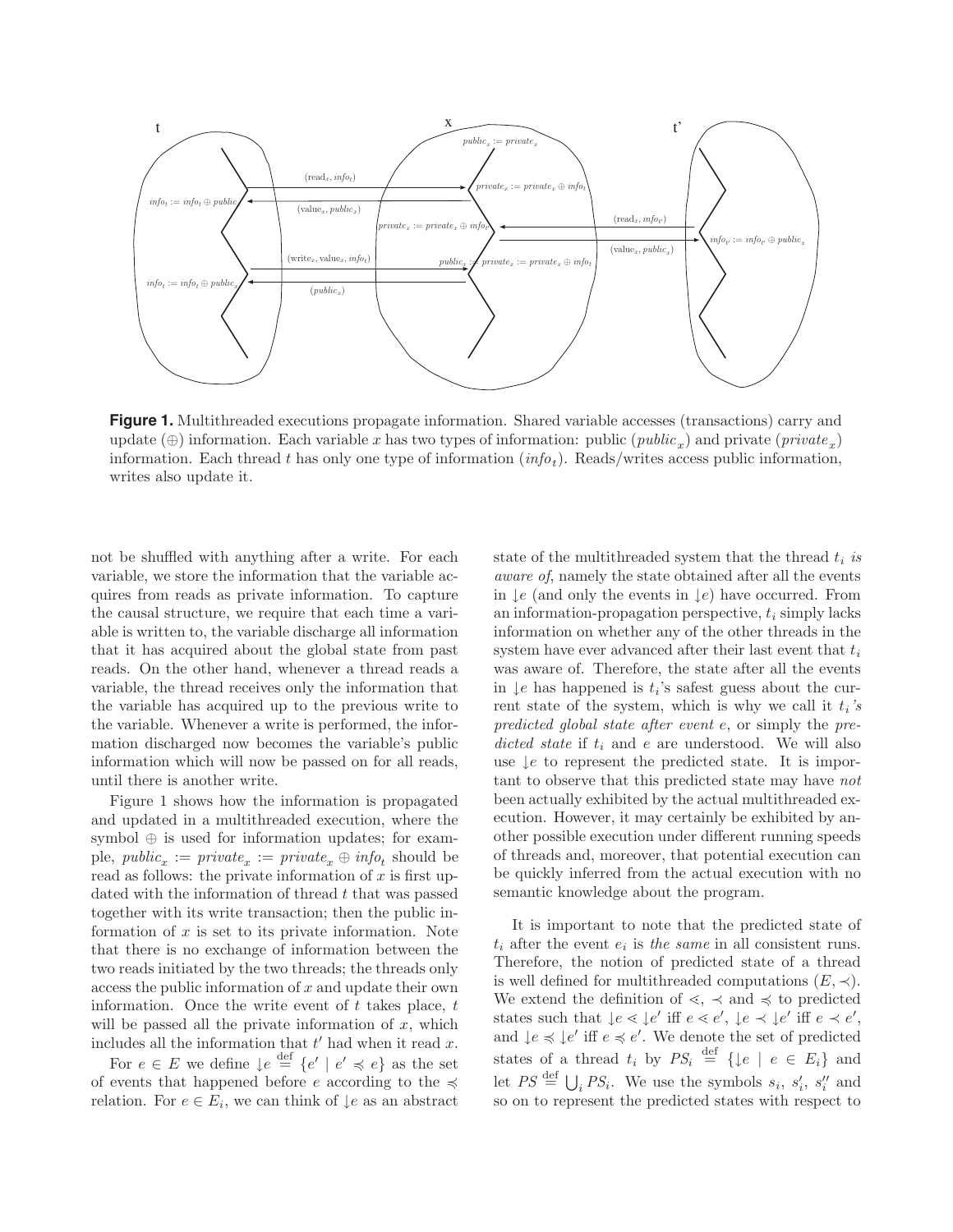**Figure 1.** Multithreaded executions propagate information. Shared variable accesses (transactions) carry and update ($\oplus$) information. Each variable $x$ has two types of information: public ($public_x$) and private ($private_x$) information. Each thread $t$ has only one type of information ($info_t$). Reads/writes access public information, writes also update it.

not be shuffled with anything after a write. For each variable, we store the information that the variable acquires from reads as private information. To capture the causal structure, we require that each time a variable is written to, the variable discharge all information that it has acquired about the global state from past reads. On the other hand, whenever a thread reads a variable, the thread receives only the information that the variable has acquired up to the previous write to the variable. Whenever a write is performed, the information discharged now becomes the variable's public information which will now be passed on for all reads, until there is another write.

Figure 1 shows how the information is propagated and updated in a multithreaded execution, where the symbol $\oplus$ is used for information updates; for example, $public_x := private_x := private_x \oplus info_t$ should be read as follows: the private information of $x$ is first updated with the information of thread $t$ that was passed together with its write transaction; then the public information of $x$ is set to its private information. Note that there is no exchange of information between the two reads initiated by the two threads; the threads only access the public information of $x$ and update their own information. Once the write event of $t$ takes place, $t$ will be passed all the private information of $x$, which includes all the information that $t'$ had when it read $x$.

For $e \in E$ we define $\downarrow e \stackrel{\text{def}}{=} \{e' \mid e' \preccurlyeq e\}$ as the set of events that happened before $e$ according to the $\preccurlyeq$ relation. For $e \in E_i$, we can think of $\downarrow e$ as an abstract state of the multithreaded system that the thread $t_i$ *is aware of*, namely the state obtained after all the events in $\downarrow e$ (and only the events in $\downarrow e$) have occurred. From an information-propagation perspective, $t_i$ simply lacks information on whether any of the other threads in the system have ever advanced after their last event that $t_i$ was aware of. Therefore, the state after all the events in $\downarrow e$ has happened is $t_i$'s safest guess about the current state of the system, which is why we call it *$t_i$'s predicted global state after event $e$*, or simply the *predicted state* if $t_i$ and $e$ are understood. We will also use $\downarrow e$ to represent the predicted state. It is important to observe that this predicted state may have *not* been actually exhibited by the actual multithreaded execution. However, it may certainly be exhibited by another possible execution under different running speeds of threads and, moreover, that potential execution can be quickly inferred from the actual execution with no semantic knowledge about the program.

It is important to note that the predicted state of $t_i$ after the event $e_i$ is *the same* in all consistent runs. Therefore, the notion of predicted state of a thread is well defined for multithreaded computations $(E, \prec)$. We extend the definition of $\lessdot$, $\prec$ and $\preccurlyeq$ to predicted states such that $\downarrow e \lessdot \downarrow e'$ iff $e \lessdot e'$, $\downarrow e \prec \downarrow e'$ iff $e \prec e'$, and $\downarrow e \preccurlyeq \downarrow e'$ iff $e \preccurlyeq e'$. We denote the set of predicted states of a thread $t_i$ by $PS_i \stackrel{\text{def}}{=} \{\downarrow e \mid e \in E_i\}$ and let $PS \stackrel{\text{def}}{=} \bigcup_i PS_i$. We use the symbols $s_i$, $s'_i$, $s''_i$ and so on to represent the predicted states with respect to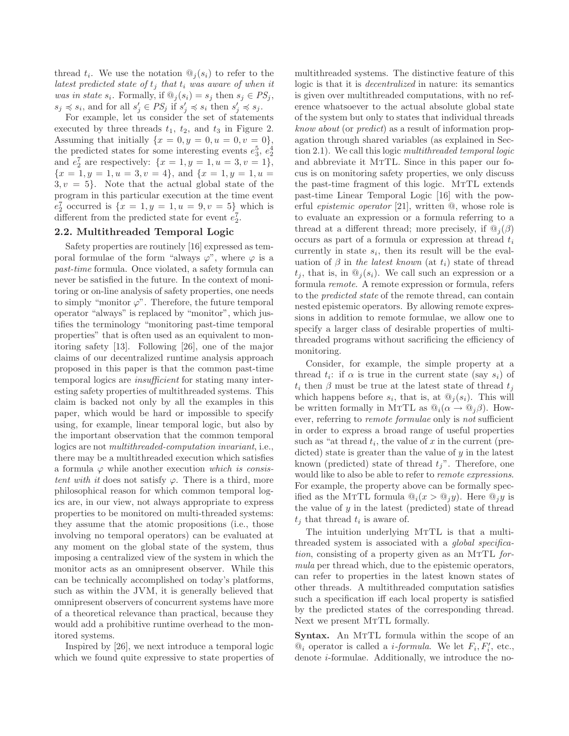thread $t_i$. We use the notation $@_j(s_i)$ to refer to the *latest predicted state of $t_j$ that $t_i$ was aware of when it was in state $s_i$*. Formally, if $@_j(s_i) = s_j$ then $s_j \in PS_j$, $s_j \preccurlyeq s_i$, and for all $s'_j \in PS_j$ if $s'_j \preccurlyeq s_i$ then $s'_j \preccurlyeq s_j$.

For example, let us consider the set of statements executed by three threads $t_1$, $t_2$, and $t_3$ in Figure 2. Assuming that initially $\{x = 0, y = 0, u = 0, v = 0\}$, the predicted states for some interesting events $e_3^5$, $e_2^4$ and $e_2^7$ are respectively: $\{x = 1, y = 1, u = 3, v = 1\}$, $\{x = 1, y = 1, u = 3, v = 4\}$, and $\{x = 1, y = 1, u = 3, v = 5\}$. Note that the actual global state of the program in this particular execution at the time event $e_2^7$ occurred is $\{x = 1, y = 1, u = 9, v = 5\}$ which is different from the predicted state for event $e_2^7$.

## 2.2. Multithreaded Temporal Logic

Safety properties are routinely [16] expressed as temporal formulae of the form "always $\varphi$", where $\varphi$ is a *past-time* formula. Once violated, a safety formula can never be satisfied in the future. In the context of monitoring or on-line analysis of safety properties, one needs to simply "monitor $\varphi$". Therefore, the future temporal operator "always" is replaced by "monitor", which justifies the terminology "monitoring past-time temporal properties" that is often used as an equivalent to monitoring safety [13]. Following [26], one of the major claims of our decentralized runtime analysis approach proposed in this paper is that the common past-time temporal logics are *insufficient* for stating many interesting safety properties of multithreaded systems. This claim is backed not only by all the examples in this paper, which would be hard or impossible to specify using, for example, linear temporal logic, but also by the important observation that the common temporal logics are not *multithreaded-computation invariant*, i.e., there may be a multithreaded execution which satisfies a formula $\varphi$ while another execution *which is consistent with it* does not satisfy $\varphi$. There is a third, more philosophical reason for which common temporal logics are, in our view, not always appropriate to express properties to be monitored on multi-threaded systems: they assume that the atomic propositions (i.e., those involving no temporal operators) can be evaluated at any moment on the global state of the system, thus imposing a centralized view of the system in which the monitor acts as an omnipresent observer. While this can be technically accomplished on today's platforms, such as within the JVM, it is generally believed that omnipresent observers of concurrent systems have more of a theoretical relevance than practical, because they would add a prohibitive runtime overhead to the monitored systems.

Inspired by [26], we next introduce a temporal logic which we found quite expressive to state properties of multithreaded systems. The distinctive feature of this logic is that it is *decentralized* in nature: its semantics is given over multithreaded computations, with no reference whatsoever to the actual absolute global state of the system but only to states that individual threads *know about* (or *predict*) as a result of information propagation through shared variables (as explained in Section 2.1). We call this logic *multithreaded temporal logic* and abbreviate it MtTL. Since in this paper our focus is on monitoring safety properties, we only discuss the past-time fragment of this logic. MtTL extends past-time Linear Temporal Logic [16] with the powerful *epistemic operator* [21], written @, whose role is to evaluate an expression or a formula referring to a thread at a different thread; more precisely, if $@_j(\beta)$ occurs as part of a formula or expression at thread $t_i$ currently in state $s_i$, then its result will be the evaluation of $\beta$ in *the latest known* (at $t_i$) state of thread $t_j$, that is, in $@_j(s_i)$. We call such an expression or a formula *remote*. A remote expression or formula, refers to the *predicted state* of the remote thread, can contain nested epistemic operators. By allowing remote expressions in addition to remote formulae, we allow one to specify a larger class of desirable properties of multithreaded programs without sacrificing the efficiency of monitoring.

Consider, for example, the simple property at a thread $t_i$: if $\alpha$ is true in the current state (say $s_i$) of $t_i$ then $\beta$ must be true at the latest state of thread $t_j$ which happens before $s_i$, that is, at $@_j(s_i)$. This will be written formally in MtTL as $@_i(\alpha \rightarrow @_j\beta)$. However, referring to *remote formulae* only is *not* sufficient in order to express a broad range of useful properties such as "at thread $t_i$, the value of $x$ in the current (predicted) state is greater than the value of $y$ in the latest known (predicted) state of thread $t_j$". Therefore, one would like to also be able to refer to *remote expressions*. For example, the property above can be formally specified as the MtTL formula $@_i(x > @_j y)$. Here $@_j y$ is the value of $y$ in the latest (predicted) state of thread $t_j$ that thread $t_i$ is aware of.

The intuition underlying MtTL is that a multithreaded system is associated with a *global specification*, consisting of a property given as an MtTL *formula* per thread which, due to the epistemic operators, can refer to properties in the latest known states of other threads. A multithreaded computation satisfies such a specification iff each local property is satisfied by the predicted states of the corresponding thread. Next we present MtTL formally.

**Syntax.** An MtTL formula within the scope of an $@_i$ operator is called a *i-formula*. We let $F_i, F'_i$, etc., denote $i$-formulae. Additionally, we introduce the no-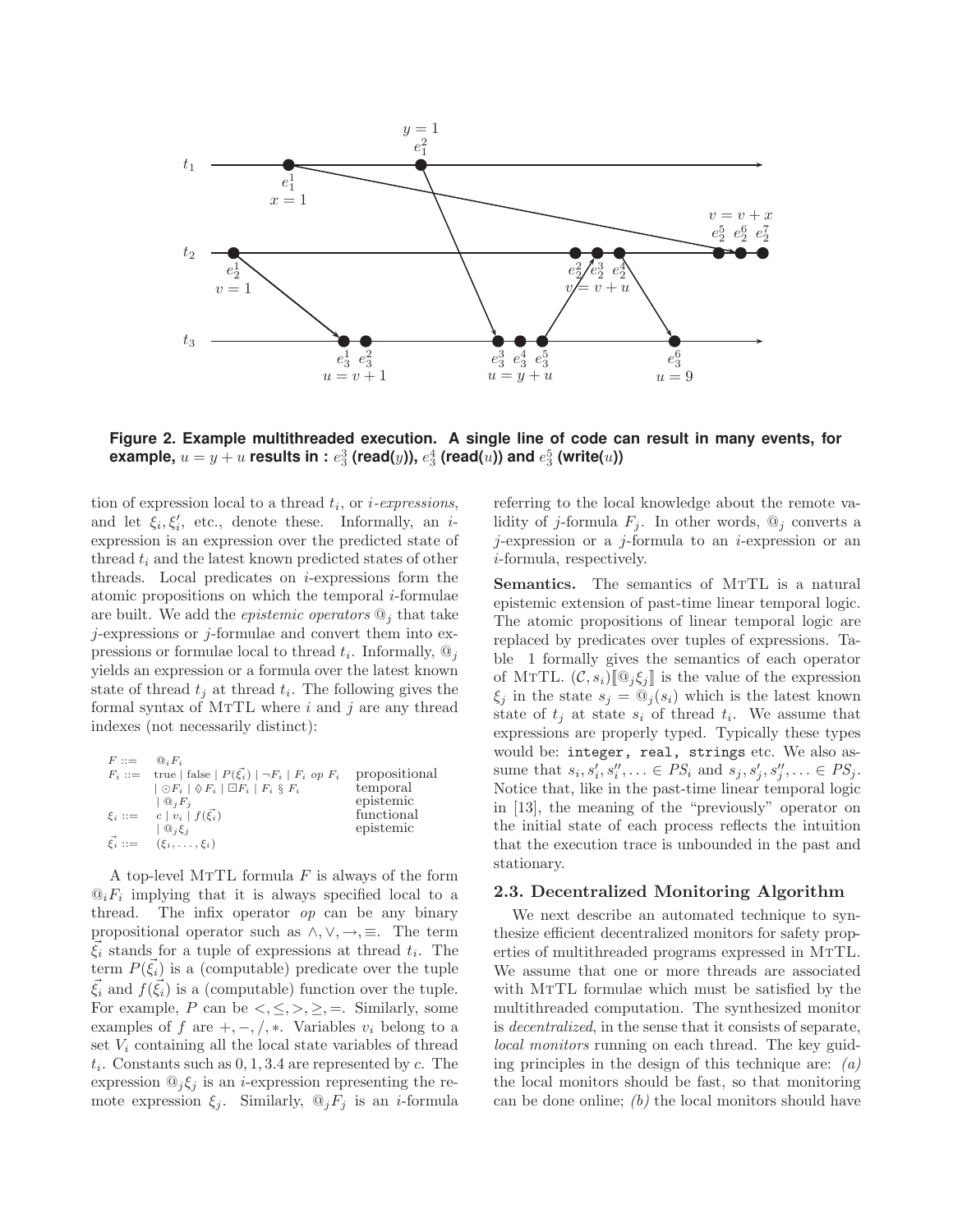**Figure 2. Example multithreaded execution. A single line of code can result in many events, for example, $u = y + u$ results in : $e_3^3$ (read($y$)), $e_3^4$ (read($u$)) and $e_3^5$ (write($u$))**

tion of expression local to a thread $t_i$, or *i-expressions*, and let $\xi_i, \xi_i'$, etc., denote these. Informally, an $i$-expression is an expression over the predicted state of thread $t_i$ and the latest known predicted states of other threads. Local predicates on $i$-expressions form the atomic propositions on which the temporal $i$-formulae are built. We add the *epistemic operators* $@_j$ that take $j$-expressions or $j$-formulae and convert them into expressions or formulae local to thread $t_i$. Informally, $@_j$ yields an expression or a formula over the latest known state of thread $t_j$ at thread $t_i$. The following gives the formal syntax of MtTL where $i$ and $j$ are any thread indexes (not necessarily distinct):

$$
\begin{array}{lll}
F ::= & @_i F_i & \\
F_i ::= & \text{true} \mid \text{false} \mid P(\vec{\xi_i}) \mid \neg F_i \mid F_i \ op \ F_i & \text{propositional} \\
& \mid \odot F_i \mid \Diamond F_i \mid \boxdot F_i \mid F_i \ \S \ F_i & \text{temporal} \\
& \mid @_j F_j & \text{epistemic} \\
\xi_i ::= & c \mid v_i \mid f(\vec{\xi_i}) & \text{functional} \\
& \mid @_j \xi_j & \text{epistemic} \\
\vec{\xi_i} ::= & (\xi_i, \ldots, \xi_i) &
\end{array}
$$

A top-level MtTL formula $F$ is always of the form $@_i F_i$ implying that it is always specified local to a thread. The infix operator *op* can be any binary propositional operator such as $\wedge, \vee, \rightarrow, \equiv$. The term $\vec{\xi_i}$ stands for a tuple of expressions at thread $t_i$. The term $P(\vec{\xi_i})$ is a (computable) predicate over the tuple $\vec{\xi_i}$ and $f(\vec{\xi_i})$ is a (computable) function over the tuple. For example, $P$ can be $<, \leq, >, \geq, =$. Similarly, some examples of $f$ are $+, -, /, *$. Variables $v_i$ belong to a set $V_i$ containing all the local state variables of thread $t_i$. Constants such as $0, 1, 3.4$ are represented by $c$. The expression $@_j \xi_j$ is an $i$-expression representing the remote expression $\xi_j$. Similarly, $@_j F_j$ is an $i$-formula referring to the local knowledge about the remote validity of $j$-formula $F_j$. In other words, $@_j$ converts a $j$-expression or a $j$-formula to an $i$-expression or an $i$-formula, respectively.

**Semantics.** The semantics of MtTL is a natural epistemic extension of past-time linear temporal logic. The atomic propositions of linear temporal logic are replaced by predicates over tuples of expressions. Table 1 formally gives the semantics of each operator of MtTL. $(\mathcal{C}, s_i)[\![@_j \xi_j]\!]$ is the value of the expression $\xi_j$ in the state $s_j = @_j(s_i)$ which is the latest known state of $t_j$ at state $s_i$ of thread $t_i$. We assume that expressions are properly typed. Typically these types would be: `integer, real, strings` etc. We also assume that $s_i, s_i', s_i'', \ldots \in PS_i$ and $s_j, s_j', s_j'', \ldots \in PS_j$. Notice that, like in the past-time linear temporal logic in [13], the meaning of the "previously" operator on the initial state of each process reflects the intuition that the execution trace is unbounded in the past and stationary.

### 2.3. Decentralized Monitoring Algorithm

We next describe an automated technique to synthesize efficient decentralized monitors for safety properties of multithreaded programs expressed in MtTL. We assume that one or more threads are associated with MtTL formulae which must be satisfied by the multithreaded computation. The synthesized monitor is *decentralized*, in the sense that it consists of separate, *local monitors* running on each thread. The key guiding principles in the design of this technique are: *(a)* the local monitors should be fast, so that monitoring can be done online; *(b)* the local monitors should have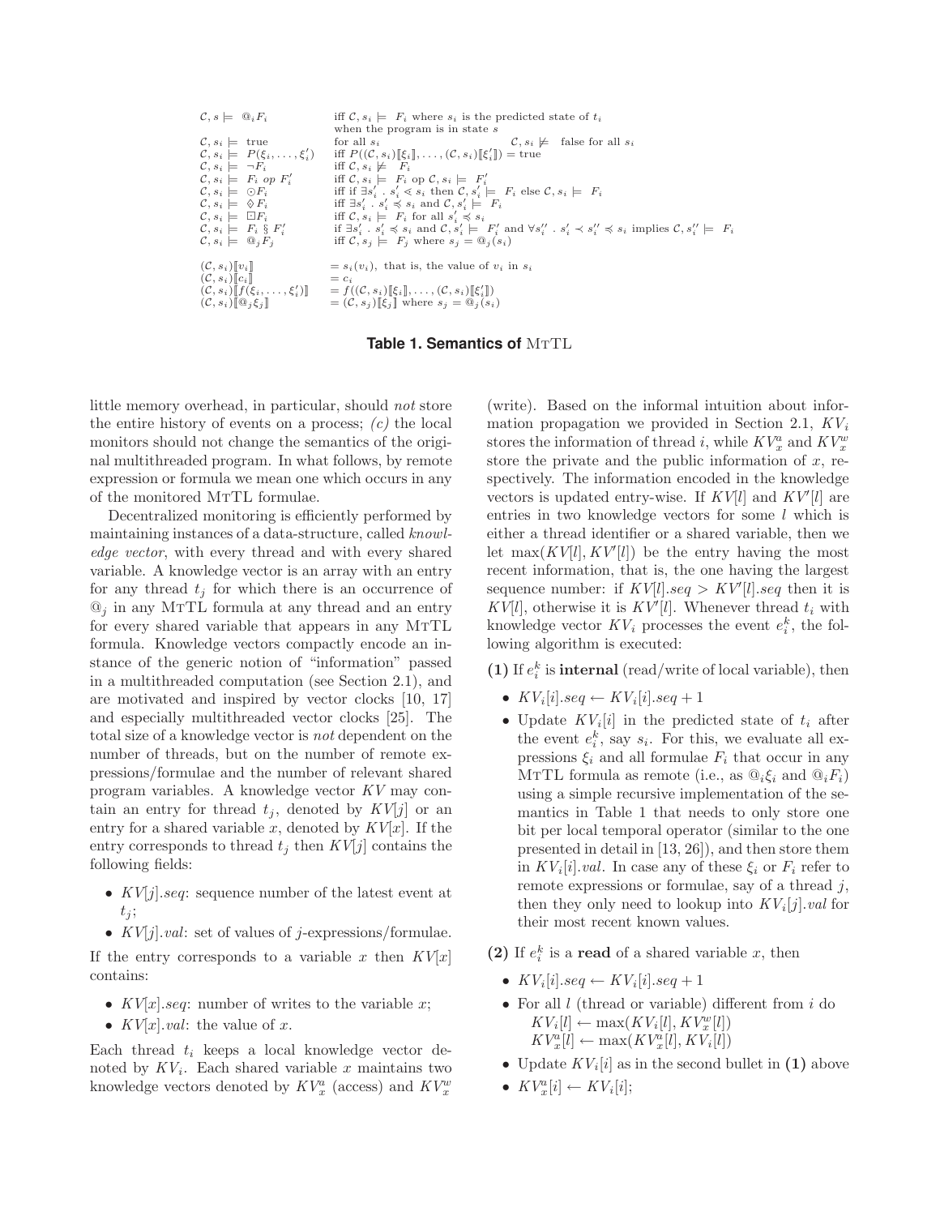| | |
|---|---|
| $\mathcal{C}, s \models\ @_i F_i$ | iff $\mathcal{C}, s_i \models\ F_i$ where $s_i$ is the predicted state of $t_i$ when the program is in state $s$ |
| $\mathcal{C}, s_i \models$ true | for all $s_i$ $\qquad\qquad \mathcal{C}, s_i \not\models$ false for all $s_i$ |
| $\mathcal{C}, s_i \models\ P(\xi_i, \ldots, \xi'_i)$ | iff $P((\mathcal{C}, s_i)[\![\xi_i]\!], \ldots, (\mathcal{C}, s_i)[\![\xi'_i]\!]) =$ true |
| $\mathcal{C}, s_i \models\ \neg F_i$ | iff $\mathcal{C}, s_i \not\models\ F_i$ |
| $\mathcal{C}, s_i \models\ F_i \ op\ F'_i$ | iff $\mathcal{C}, s_i \models\ F_i$ op $\mathcal{C}, s_i \models\ F'_i$ |
| $\mathcal{C}, s_i \models\ \odot F_i$ | iff if $\exists s'_i \,.\, s'_i \lessdot s_i$ then $\mathcal{C}, s'_i \models\ F_i$ else $\mathcal{C}, s_i \models\ F_i$ |
| $\mathcal{C}, s_i \models\ \Diamond F_i$ | iff $\exists s'_i \,.\, s'_i \preccurlyeq s_i$ and $\mathcal{C}, s'_i \models\ F_i$ |
| $\mathcal{C}, s_i \models\ \boxdot F_i$ | iff $\mathcal{C}, s_i \models\ F_i$ for all $s'_i \preccurlyeq s_i$ |
| $\mathcal{C}, s_i \models\ F_i \ \S\ F'_i$ | if $\exists s'_i \,.\, s'_i \preccurlyeq s_i$ and $\mathcal{C}, s'_i \models\ F'_i$ and $\forall s''_i \,.\, s'_i \prec s''_i \preccurlyeq s_i$ implies $\mathcal{C}, s''_i \models\ F_i$ |
| $\mathcal{C}, s_i \models\ @_j F_j$ | iff $\mathcal{C}, s_j \models\ F_j$ where $s_j = @_j(s_i)$ |
| $(\mathcal{C}, s_i)[\![v_i]\!]$ | $= s_i(v_i)$, that is, the value of $v_i$ in $s_i$ |
| $(\mathcal{C}, s_i)[\![c_i]\!]$ | $= c_i$ |
| $(\mathcal{C}, s_i)[\![f(\xi_i, \ldots, \xi'_i)]\!]$ | $= f((\mathcal{C}, s_i)[\![\xi_i]\!], \ldots, (\mathcal{C}, s_i)[\![\xi'_i]\!])$ |
| $(\mathcal{C}, s_i)[\![@_j \xi_j]\!]$ | $= (\mathcal{C}, s_j)[\![\xi_j]\!]$ where $s_j = @_j(s_i)$ |

**Table 1. Semantics of** MTTL

little memory overhead, in particular, should *not* store the entire history of events on a process; *(c)* the local monitors should not change the semantics of the original multithreaded program. In what follows, by remote expression or formula we mean one which occurs in any of the monitored MTTL formulae.

Decentralized monitoring is efficiently performed by maintaining instances of a data-structure, called *knowledge vector*, with every thread and with every shared variable. A knowledge vector is an array with an entry for any thread $t_j$ for which there is an occurrence of $@_j$ in any MTTL formula at any thread and an entry for every shared variable that appears in any MTTL formula. Knowledge vectors compactly encode an instance of the generic notion of "information" passed in a multithreaded computation (see Section 2.1), and are motivated and inspired by vector clocks [10, 17] and especially multithreaded vector clocks [25]. The total size of a knowledge vector is *not* dependent on the number of threads, but on the number of remote expressions/formulae and the number of relevant shared program variables. A knowledge vector $KV$ may contain an entry for thread $t_j$, denoted by $KV[j]$ or an entry for a shared variable $x$, denoted by $KV[x]$. If the entry corresponds to thread $t_j$ then $KV[j]$ contains the following fields:

- $KV[j].seq$: sequence number of the latest event at $t_j$;
- $KV[j].val$: set of values of $j$-expressions/formulae.

If the entry corresponds to a variable $x$ then $KV[x]$ contains:

- $KV[x].seq$: number of writes to the variable $x$;
- $KV[x].val$: the value of $x$.

Each thread $t_i$ keeps a local knowledge vector denoted by $KV_i$. Each shared variable $x$ maintains two knowledge vectors denoted by $KV^a_x$ (access) and $KV^w_x$ (write). Based on the informal intuition about information propagation we provided in Section 2.1, $KV_i$ stores the information of thread $i$, while $KV^a_x$ and $KV^w_x$ store the private and the public information of $x$, respectively. The information encoded in the knowledge vectors is updated entry-wise. If $KV[l]$ and $KV'[l]$ are entries in two knowledge vectors for some $l$ which is either a thread identifier or a shared variable, then we let $\max(KV[l], KV'[l])$ be the entry having the most recent information, that is, the one having the largest sequence number: if $KV[l].seq > KV'[l].seq$ then it is $KV[l]$, otherwise it is $KV'[l]$. Whenever thread $t_i$ with knowledge vector $KV_i$ processes the event $e^k_i$, the following algorithm is executed:

**(1)** If $e^k_i$ is **internal** (read/write of local variable), then

- $KV_i[i].seq \leftarrow KV_i[i].seq + 1$
- Update $KV_i[i]$ in the predicted state of $t_i$ after the event $e^k_i$, say $s_i$. For this, we evaluate all expressions $\xi_i$ and all formulae $F_i$ that occur in any MTTL formula as remote (i.e., as $@_i\xi_i$ and $@_iF_i$) using a simple recursive implementation of the semantics in Table 1 that needs to only store one bit per local temporal operator (similar to the one presented in detail in [13, 26]), and then store them in $KV_i[i].val$. In case any of these $\xi_i$ or $F_i$ refer to remote expressions or formulae, say of a thread $j$, then they only need to lookup into $KV_i[j].val$ for their most recent known values.

**(2)** If $e^k_i$ is a **read** of a shared variable $x$, then

- $KV_i[i].seq \leftarrow KV_i[i].seq + 1$
- For all $l$ (thread or variable) different from $i$ do
  $KV_i[l] \leftarrow \max(KV_i[l], KV^w_x[l])$
  $KV^a_x[l] \leftarrow \max(KV^a_x[l], KV_i[l])$
- Update $KV_i[i]$ as in the second bullet in **(1)** above
- $KV^a_x[i] \leftarrow KV_i[i]$;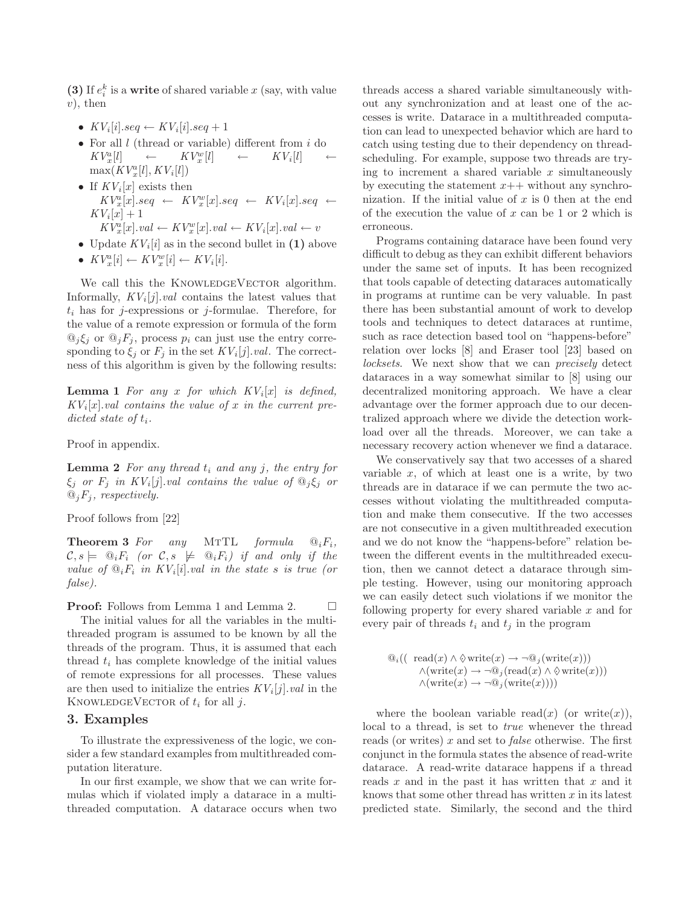**(3)** If $e_i^k$ is a **write** of shared variable $x$ (say, with value $v$), then

- $KV_i[i].seq \leftarrow KV_i[i].seq + 1$
- For all $l$ (thread or variable) different from $i$ do $KV_x^a[l] \leftarrow KV_x^w[l] \leftarrow KV_i[l] \leftarrow \max(KV_x^a[l], KV_i[l])$
- If $KV_i[x]$ exists then
  $KV_x^a[x].seq \leftarrow KV_x^w[x].seq \leftarrow KV_i[x].seq \leftarrow KV_i[x] + 1$
  $KV_x^a[x].val \leftarrow KV_x^w[x].val \leftarrow KV_i[x].val \leftarrow v$
- Update $KV_i[i]$ as in the second bullet in **(1)** above
- $KV_x^a[i] \leftarrow KV_x^w[i] \leftarrow KV_i[i]$.

We call this the KNOWLEDGEVECTOR algorithm. Informally, $KV_i[j].val$ contains the latest values that $t_i$ has for $j$-expressions or $j$-formulae. Therefore, for the value of a remote expression or formula of the form $@_j\xi_j$ or $@_jF_j$, process $p_i$ can just use the entry corresponding to $\xi_j$ or $F_j$ in the set $KV_i[j].val$. The correctness of this algorithm is given by the following results:

**Lemma 1** *For any $x$ for which $KV_i[x]$ is defined, $KV_i[x].val$ contains the value of $x$ in the current predicted state of $t_i$.*

Proof in appendix.

**Lemma 2** *For any thread $t_i$ and any $j$, the entry for $\xi_j$ or $F_j$ in $KV_i[j].val$ contains the value of $@_j\xi_j$ or $@_jF_j$, respectively.*

Proof follows from [22]

**Theorem 3** *For any* MTTL *formula $@_iF_i$, $\mathcal{C}, s \models @_iF_i$ (or $\mathcal{C}, s \not\models @_iF_i$) if and only if the value of $@_iF_i$ in $KV_i[i].val$ in the state $s$ is true (or false).*

**Proof:** Follows from Lemma 1 and Lemma 2. □

The initial values for all the variables in the multithreaded program is assumed to be known by all the threads of the program. Thus, it is assumed that each thread $t_i$ has complete knowledge of the initial values of remote expressions for all processes. These values are then used to initialize the entries $KV_i[j].val$ in the KNOWLEDGEVECTOR of $t_i$ for all $j$.

## 3. Examples

To illustrate the expressiveness of the logic, we consider a few standard examples from multithreaded computation literature.

In our first example, we show that we can write formulas which if violated imply a datarace in a multithreaded computation. A datarace occurs when two threads access a shared variable simultaneously without any synchronization and at least one of the accesses is write. Datarace in a multithreaded computation can lead to unexpected behavior which are hard to catch using testing due to their dependency on thread-scheduling. For example, suppose two threads are trying to increment a shared variable $x$ simultaneously by executing the statement $x$++ without any synchronization. If the initial value of $x$ is 0 then at the end of the execution the value of $x$ can be 1 or 2 which is erroneous.

Programs containing datarace have been found very difficult to debug as they can exhibit different behaviors under the same set of inputs. It has been recognized that tools capable of detecting dataraces automatically in programs at runtime can be very valuable. In past there has been substantial amount of work to develop tools and techniques to detect dataraces at runtime, such as race detection based tool on "happens-before" relation over locks [8] and Eraser tool [23] based on *locksets*. We next show that we can *precisely* detect dataraces in a way somewhat similar to [8] using our decentralized monitoring approach. We have a clear advantage over the former approach due to our decentralized approach where we divide the detection workload over all the threads. Moreover, we can take a necessary recovery action whenever we find a datarace.

We conservatively say that two accesses of a shared variable $x$, of which at least one is a write, by two threads are in datarace if we can permute the two accesses without violating the multithreaded computation and make them consecutive. If the two accesses are not consecutive in a given multithreaded execution and we do not know the "happens-before" relation between the different events in the multithreaded execution, then we cannot detect a datarace through simple testing. However, using our monitoring approach we can easily detect such violations if we monitor the following property for every shared variable $x$ and for every pair of threads $t_i$ and $t_j$ in the program

$$
\begin{aligned}
@_i((\;&\text{read}(x) \wedge \Diamond\text{write}(x) \rightarrow \neg @_j(\text{write}(x))) \\
&\wedge(\text{write}(x) \rightarrow \neg @_j(\text{read}(x) \wedge \Diamond\text{write}(x))) \\
&\wedge(\text{write}(x) \rightarrow \neg @_j(\text{write}(x))))
\end{aligned}
$$

where the boolean variable read($x$) (or write($x$)), local to a thread, is set to *true* whenever the thread reads (or writes) $x$ and set to *false* otherwise. The first conjunct in the formula states the absence of read-write datarace. A read-write datarace happens if a thread reads $x$ and in the past it has written that $x$ and it knows that some other thread has written $x$ in its latest predicted state. Similarly, the second and the third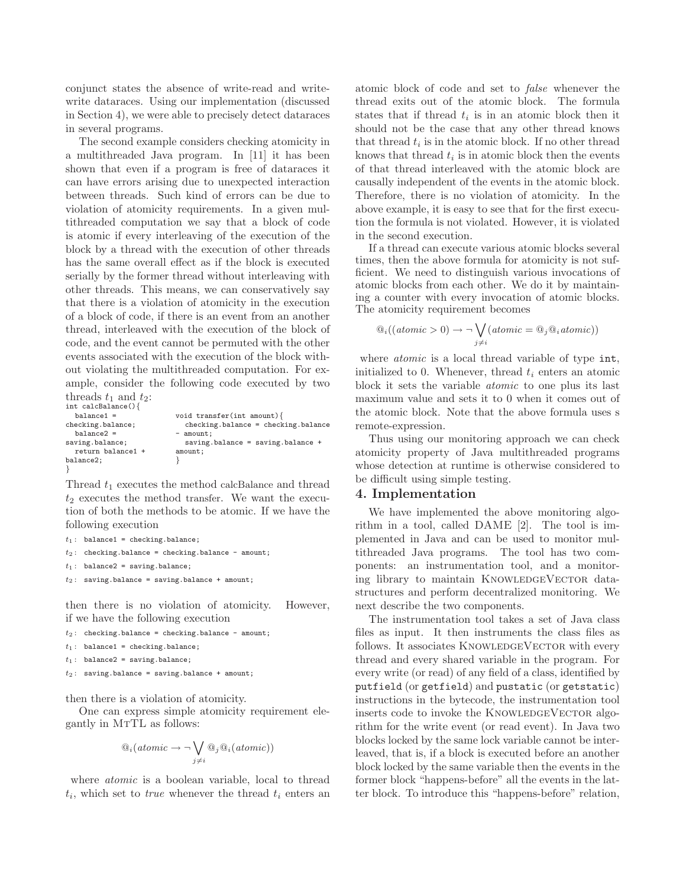conjunct states the absence of write-read and write-write dataraces. Using our implementation (discussed in Section 4), we were able to precisely detect dataraces in several programs.

The second example considers checking atomicity in a multithreaded Java program. In [11] it has been shown that even if a program is free of dataraces it can have errors arising due to unexpected interaction between threads. Such kind of errors can be due to violation of atomicity requirements. In a given multithreaded computation we say that a block of code is atomic if every interleaving of the execution of the block by a thread with the execution of other threads has the same overall effect as if the block is executed serially by the former thread without interleaving with other threads. This means, we can conservatively say that there is a violation of atomicity in the execution of a block of code, if there is an event from an another thread, interleaved with the execution of the block of code, and the event cannot be permuted with the other events associated with the execution of the block without violating the multithreaded computation. For example, consider the following code executed by two threads $t_1$ and $t_2$:

```
int calcBalance(){
  balance1 =
checking.balance;
  balance2 =
saving.balance;
  return balance1 +
balance2;
}
```

```
void transfer(int amount){
  checking.balance = checking.balance
- amount;
  saving.balance = saving.balance +
amount;
}
```

Thread $t_1$ executes the method calcBalance and thread $t_2$ executes the method transfer. We want the execution of both the methods to be atomic. If we have the following execution

```
t1: balance1 = checking.balance;
t2: checking.balance = checking.balance - amount;
t1: balance2 = saving.balance;
t2: saving.balance = saving.balance + amount;
```

then there is no violation of atomicity. However, if we have the following execution

```
t2: checking.balance = checking.balance - amount;
t1: balance1 = checking.balance;
t1: balance2 = saving.balance;
t2: saving.balance = saving.balance + amount;
```

then there is a violation of atomicity.

One can express simple atomicity requirement elegantly in MTTL as follows:

$$@_i(atomic \rightarrow \neg \bigvee_{j \neq i} @_j @_i(atomic))$$

where *atomic* is a boolean variable, local to thread $t_i$, which set to *true* whenever the thread $t_i$ enters an atomic block of code and set to *false* whenever the thread exits out of the atomic block. The formula states that if thread $t_i$ is in an atomic block then it should not be the case that any other thread knows that thread $t_i$ is in the atomic block. If no other thread knows that thread $t_i$ is in atomic block then the events of that thread interleaved with the atomic block are causally independent of the events in the atomic block. Therefore, there is no violation of atomicity. In the above example, it is easy to see that for the first execution the formula is not violated. However, it is violated in the second execution.

If a thread can execute various atomic blocks several times, then the above formula for atomicity is not sufficient. We need to distinguish various invocations of atomic blocks from each other. We do it by maintaining a counter with every invocation of atomic blocks. The atomicity requirement becomes

$$@_i((atomic > 0) \rightarrow \neg \bigvee_{j \neq i}(atomic = @_j @_i atomic))$$

where *atomic* is a local thread variable of type `int`, initialized to 0. Whenever, thread $t_i$ enters an atomic block it sets the variable *atomic* to one plus its last maximum value and sets it to 0 when it comes out of the atomic block. Note that the above formula uses s remote-expression.

Thus using our monitoring approach we can check atomicity property of Java multithreaded programs whose detection at runtime is otherwise considered to be difficult using simple testing.

## 4. Implementation

We have implemented the above monitoring algorithm in a tool, called DAME [2]. The tool is implemented in Java and can be used to monitor multithreaded Java programs. The tool has two components: an instrumentation tool, and a monitoring library to maintain KnowledgeVector datastructures and perform decentralized monitoring. We next describe the two components.

The instrumentation tool takes a set of Java class files as input. It then instruments the class files as follows. It associates KnowledgeVector with every thread and every shared variable in the program. For every write (or read) of any field of a class, identified by `putfield` (or `getfield`) and `pustatic` (or `getstatic`) instructions in the bytecode, the instrumentation tool inserts code to invoke the KnowledgeVector algorithm for the write event (or read event). In Java two blocks locked by the same lock variable cannot be interleaved, that is, if a block is executed before an another block locked by the same variable then the events in the former block "happens-before" all the events in the latter block. To introduce this "happens-before" relation,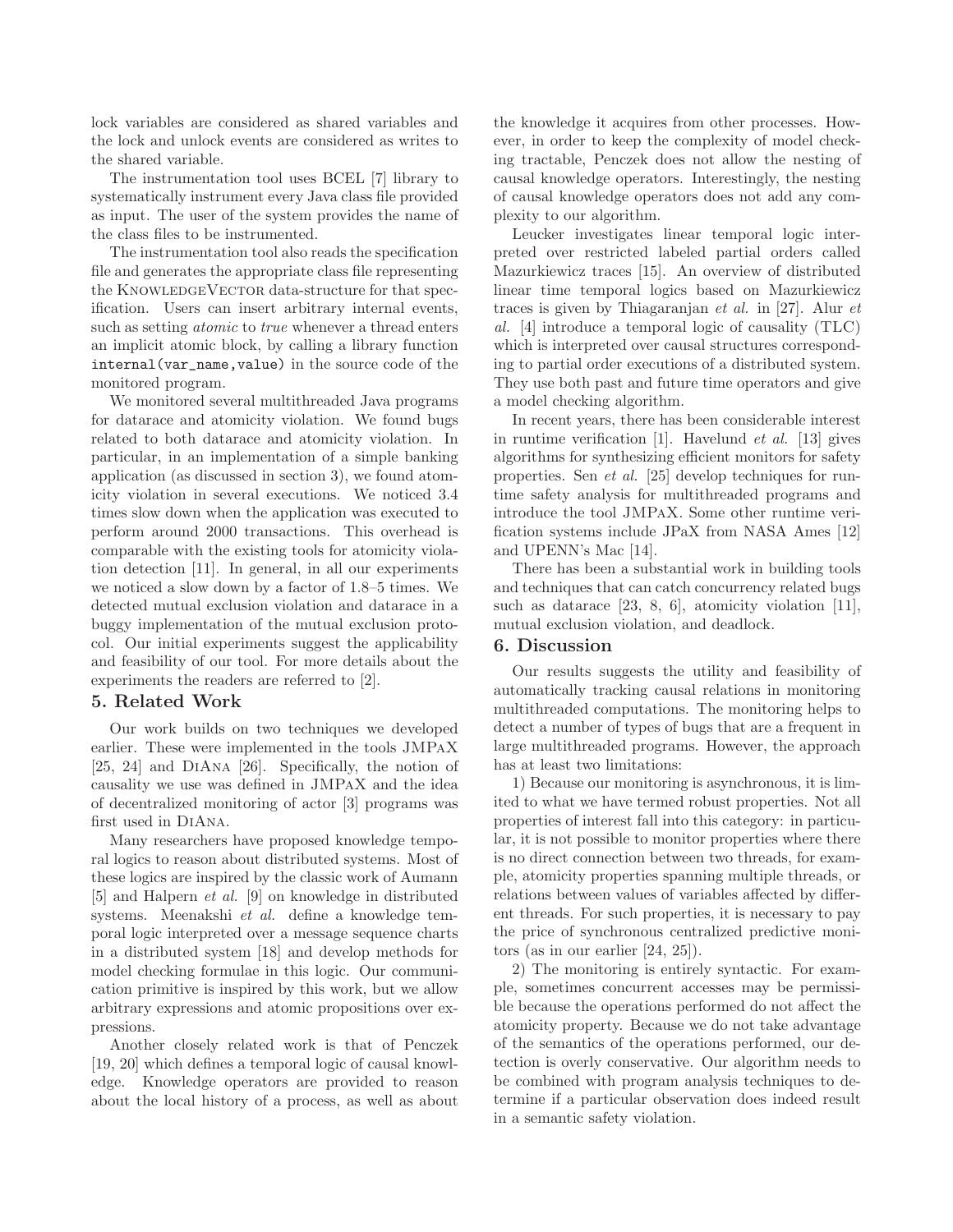lock variables are considered as shared variables and the lock and unlock events are considered as writes to the shared variable.

The instrumentation tool uses BCEL [7] library to systematically instrument every Java class file provided as input. The user of the system provides the name of the class files to be instrumented.

The instrumentation tool also reads the specification file and generates the appropriate class file representing the KnowledgeVector data-structure for that specification. Users can insert arbitrary internal events, such as setting *atomic* to *true* whenever a thread enters an implicit atomic block, by calling a library function `internal(var_name,value)` in the source code of the monitored program.

We monitored several multithreaded Java programs for datarace and atomicity violation. We found bugs related to both datarace and atomicity violation. In particular, in an implementation of a simple banking application (as discussed in section 3), we found atomicity violation in several executions. We noticed 3.4 times slow down when the application was executed to perform around 2000 transactions. This overhead is comparable with the existing tools for atomicity violation detection [11]. In general, in all our experiments we noticed a slow down by a factor of 1.8–5 times. We detected mutual exclusion violation and datarace in a buggy implementation of the mutual exclusion protocol. Our initial experiments suggest the applicability and feasibility of our tool. For more details about the experiments the readers are referred to [2].

## 5. Related Work

Our work builds on two techniques we developed earlier. These were implemented in the tools JMPaX [25, 24] and DiAna [26]. Specifically, the notion of causality we use was defined in JMPaX and the idea of decentralized monitoring of actor [3] programs was first used in DiAna.

Many researchers have proposed knowledge temporal logics to reason about distributed systems. Most of these logics are inspired by the classic work of Aumann [5] and Halpern *et al.* [9] on knowledge in distributed systems. Meenakshi *et al.* define a knowledge temporal logic interpreted over a message sequence charts in a distributed system [18] and develop methods for model checking formulae in this logic. Our communication primitive is inspired by this work, but we allow arbitrary expressions and atomic propositions over expressions.

Another closely related work is that of Penczek [19, 20] which defines a temporal logic of causal knowledge. Knowledge operators are provided to reason about the local history of a process, as well as about the knowledge it acquires from other processes. However, in order to keep the complexity of model checking tractable, Penczek does not allow the nesting of causal knowledge operators. Interestingly, the nesting of causal knowledge operators does not add any complexity to our algorithm.

Leucker investigates linear temporal logic interpreted over restricted labeled partial orders called Mazurkiewicz traces [15]. An overview of distributed linear time temporal logics based on Mazurkiewicz traces is given by Thiagaranjan *et al.* in [27]. Alur *et al.* [4] introduce a temporal logic of causality (TLC) which is interpreted over causal structures corresponding to partial order executions of a distributed system. They use both past and future time operators and give a model checking algorithm.

In recent years, there has been considerable interest in runtime verification [1]. Havelund *et al.* [13] gives algorithms for synthesizing efficient monitors for safety properties. Sen *et al.* [25] develop techniques for runtime safety analysis for multithreaded programs and introduce the tool JMPaX. Some other runtime verification systems include JPaX from NASA Ames [12] and UPENN's Mac [14].

There has been a substantial work in building tools and techniques that can catch concurrency related bugs such as datarace [23, 8, 6], atomicity violation [11], mutual exclusion violation, and deadlock.

## 6. Discussion

Our results suggests the utility and feasibility of automatically tracking causal relations in monitoring multithreaded computations. The monitoring helps to detect a number of types of bugs that are a frequent in large multithreaded programs. However, the approach has at least two limitations:

1) Because our monitoring is asynchronous, it is limited to what we have termed robust properties. Not all properties of interest fall into this category: in particular, it is not possible to monitor properties where there is no direct connection between two threads, for example, atomicity properties spanning multiple threads, or relations between values of variables affected by different threads. For such properties, it is necessary to pay the price of synchronous centralized predictive monitors (as in our earlier [24, 25]).

2) The monitoring is entirely syntactic. For example, sometimes concurrent accesses may be permissible because the operations performed do not affect the atomicity property. Because we do not take advantage of the semantics of the operations performed, our detection is overly conservative. Our algorithm needs to be combined with program analysis techniques to determine if a particular observation does indeed result in a semantic safety violation.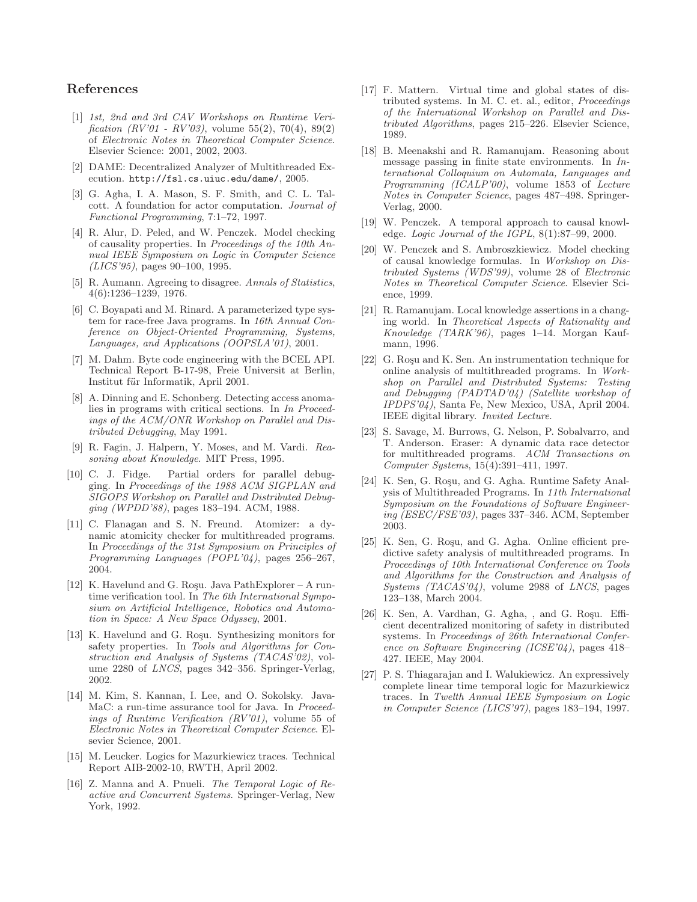## References

[1] *1st, 2nd and 3rd CAV Workshops on Runtime Verification (RV'01 - RV'03)*, volume 55(2), 70(4), 89(2) of *Electronic Notes in Theoretical Computer Science*. Elsevier Science: 2001, 2002, 2003.

[2] DAME: Decentralized Analyzer of Multithreaded Execution. `http://fsl.cs.uiuc.edu/dame/`, 2005.

[3] G. Agha, I. A. Mason, S. F. Smith, and C. L. Talcott. A foundation for actor computation. *Journal of Functional Programming*, 7:1–72, 1997.

[4] R. Alur, D. Peled, and W. Penczek. Model checking of causality properties. In *Proceedings of the 10th Annual IEEE Symposium on Logic in Computer Science (LICS'95)*, pages 90–100, 1995.

[5] R. Aumann. Agreeing to disagree. *Annals of Statistics*, 4(6):1236–1239, 1976.

[6] C. Boyapati and M. Rinard. A parameterized type system for race-free Java programs. In *16th Annual Conference on Object-Oriented Programming, Systems, Languages, and Applications (OOPSLA'01)*, 2001.

[7] M. Dahm. Byte code engineering with the BCEL API. Technical Report B-17-98, Freie Universit at Berlin, Institut für Informatik, April 2001.

[8] A. Dinning and E. Schonberg. Detecting access anomalies in programs with critical sections. In *In Proceedings of the ACM/ONR Workshop on Parallel and Distributed Debugging*, May 1991.

[9] R. Fagin, J. Halpern, Y. Moses, and M. Vardi. *Reasoning about Knowledge*. MIT Press, 1995.

[10] C. J. Fidge. Partial orders for parallel debugging. In *Proceedings of the 1988 ACM SIGPLAN and SIGOPS Workshop on Parallel and Distributed Debugging (WPDD'88)*, pages 183–194. ACM, 1988.

[11] C. Flanagan and S. N. Freund. Atomizer: a dynamic atomicity checker for multithreaded programs. In *Proceedings of the 31st Symposium on Principles of Programming Languages (POPL'04)*, pages 256–267, 2004.

[12] K. Havelund and G. Roşu. Java PathExplorer – A runtime verification tool. In *The 6th International Symposium on Artificial Intelligence, Robotics and Automation in Space: A New Space Odyssey*, 2001.

[13] K. Havelund and G. Roşu. Synthesizing monitors for safety properties. In *Tools and Algorithms for Construction and Analysis of Systems (TACAS'02)*, volume 2280 of *LNCS*, pages 342–356. Springer-Verlag, 2002.

[14] M. Kim, S. Kannan, I. Lee, and O. Sokolsky. Java-MaC: a run-time assurance tool for Java. In *Proceedings of Runtime Verification (RV'01)*, volume 55 of *Electronic Notes in Theoretical Computer Science*. Elsevier Science, 2001.

[15] M. Leucker. Logics for Mazurkiewicz traces. Technical Report AIB-2002-10, RWTH, April 2002.

[16] Z. Manna and A. Pnueli. *The Temporal Logic of Reactive and Concurrent Systems*. Springer-Verlag, New York, 1992.

[17] F. Mattern. Virtual time and global states of distributed systems. In M. C. et. al., editor, *Proceedings of the International Workshop on Parallel and Distributed Algorithms*, pages 215–226. Elsevier Science, 1989.

[18] B. Meenakshi and R. Ramanujam. Reasoning about message passing in finite state environments. In *International Colloquium on Automata, Languages and Programming (ICALP'00)*, volume 1853 of *Lecture Notes in Computer Science*, pages 487–498. Springer-Verlag, 2000.

[19] W. Penczek. A temporal approach to causal knowledge. *Logic Journal of the IGPL*, 8(1):87–99, 2000.

[20] W. Penczek and S. Ambroszkiewicz. Model checking of causal knowledge formulas. In *Workshop on Distributed Systems (WDS'99)*, volume 28 of *Electronic Notes in Theoretical Computer Science*. Elsevier Science, 1999.

[21] R. Ramanujam. Local knowledge assertions in a changing world. In *Theoretical Aspects of Rationality and Knowledge (TARK'96)*, pages 1–14. Morgan Kaufmann, 1996.

[22] G. Roşu and K. Sen. An instrumentation technique for online analysis of multithreaded programs. In *Workshop on Parallel and Distributed Systems: Testing and Debugging (PADTAD'04) (Satellite workshop of IPDPS'04)*, Santa Fe, New Mexico, USA, April 2004. IEEE digital library. *Invited Lecture*.

[23] S. Savage, M. Burrows, G. Nelson, P. Sobalvarro, and T. Anderson. Eraser: A dynamic data race detector for multithreaded programs. *ACM Transactions on Computer Systems*, 15(4):391–411, 1997.

[24] K. Sen, G. Roşu, and G. Agha. Runtime Safety Analysis of Multithreaded Programs. In *11th International Symposium on the Foundations of Software Engineering (ESEC/FSE'03)*, pages 337–346. ACM, September 2003.

[25] K. Sen, G. Roşu, and G. Agha. Online efficient predictive safety analysis of multithreaded programs. In *Proceedings of 10th International Conference on Tools and Algorithms for the Construction and Analysis of Systems (TACAS'04)*, volume 2988 of *LNCS*, pages 123–138, March 2004.

[26] K. Sen, A. Vardhan, G. Agha, , and G. Roşu. Efficient decentralized monitoring of safety in distributed systems. In *Proceedings of 26th International Conference on Software Engineering (ICSE'04)*, pages 418–427. IEEE, May 2004.

[27] P. S. Thiagarajan and I. Walukiewicz. An expressively complete linear time temporal logic for Mazurkiewicz traces. In *Twelth Annual IEEE Symposium on Logic in Computer Science (LICS'97)*, pages 183–194, 1997.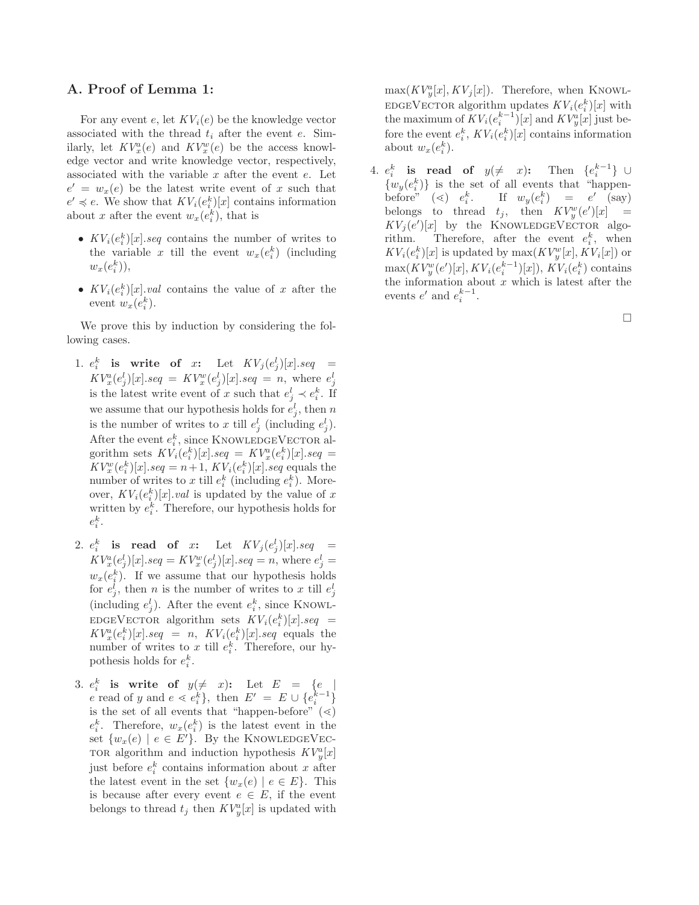## A. Proof of Lemma 1:

For any event $e$, let $KV_i(e)$ be the knowledge vector associated with the thread $t_i$ after the event $e$. Similarly, let $KV^a_x(e)$ and $KV^w_x(e)$ be the access knowledge vector and write knowledge vector, respectively, associated with the variable $x$ after the event $e$. Let $e' = w_x(e)$ be the latest write event of $x$ such that $e' \preccurlyeq e$. We show that $KV_i(e^k_i)[x]$ contains information about $x$ after the event $w_x(e^k_i)$, that is

- $KV_i(e^k_i)[x].seq$ contains the number of writes to the variable $x$ till the event $w_x(e^k_i)$ (including $w_x(e^k_i)$),
- $KV_i(e^k_i)[x].val$ contains the value of $x$ after the event $w_x(e^k_i)$.

We prove this by induction by considering the following cases.

1. **$e^k_i$ is write of $x$:** Let $KV_j(e^l_j)[x].seq = KV^a_x(e^l_j)[x].seq = KV^w_x(e^l_j)[x].seq = n$, where $e^l_j$ is the latest write event of $x$ such that $e^l_j \prec e^k_i$. If we assume that our hypothesis holds for $e^l_j$, then $n$ is the number of writes to $x$ till $e^l_j$ (including $e^l_j$). After the event $e^k_i$, since KnowledgeVector algorithm sets $KV_i(e^k_i)[x].seq = KV^a_x(e^k_i)[x].seq = KV^w_x(e^k_i)[x].seq = n+1$, $KV_i(e^k_i)[x].seq$ equals the number of writes to $x$ till $e^k_i$ (including $e^k_i$). Moreover, $KV_i(e^k_i)[x].val$ is updated by the value of $x$ written by $e^k_i$. Therefore, our hypothesis holds for $e^k_i$.

2. **$e^k_i$ is read of $x$:** Let $KV_j(e^l_j)[x].seq = KV^a_x(e^l_j)[x].seq = KV^w_x(e^l_j)[x].seq = n$, where $e^l_j = w_x(e^k_i)$. If we assume that our hypothesis holds for $e^l_j$, then $n$ is the number of writes to $x$ till $e^l_j$ (including $e^l_j$). After the event $e^k_i$, since KnowledgeVector algorithm sets $KV_i(e^k_i)[x].seq = KV^a_x(e^k_i)[x].seq = n$, $KV_i(e^k_i)[x].seq$ equals the number of writes to $x$ till $e^k_i$. Therefore, our hypothesis holds for $e^k_i$.

3. **$e^k_i$ is write of $y(\neq x)$:** Let $E = \{e \mid e \text{ read of } y \text{ and } e \lessdot e^k_i\}$, then $E' = E \cup \{e^{k-1}_i\}$ is the set of all events that "happen-before" ($\lessdot$) $e^k_i$. Therefore, $w_x(e^k_i)$ is the latest event in the set $\{w_x(e) \mid e \in E'\}$. By the KnowledgeVector algorithm and induction hypothesis $KV^a_y[x]$ just before $e^k_i$ contains information about $x$ after the latest event in the set $\{w_x(e) \mid e \in E\}$. This is because after every event $e \in E$, if the event belongs to thread $t_j$ then $KV^a_y[x]$ is updated with $\max(KV^a_y[x], KV_j[x])$. Therefore, when KnowledgeVector algorithm updates $KV_i(e^k_i)[x]$ with the maximum of $KV_i(e^{k-1}_i)[x]$ and $KV^a_y[x]$ just before the event $e^k_i$, $KV_i(e^k_i)[x]$ contains information about $w_x(e^k_i)$.

4. **$e^k_i$ is read of $y(\neq x)$:** Then $\{e^{k-1}_i\} \cup \{w_y(e^k_i)\}$ is the set of all events that "happen-before" ($\lessdot$) $e^k_i$. If $w_y(e^k_i) = e'$ (say) belongs to thread $t_j$, then $KV^w_y(e')[x] = KV_j(e')[x]$ by the KnowledgeVector algorithm. Therefore, after the event $e^k_i$, when $KV_i(e^k_i)[x]$ is updated by $\max(KV^w_y[x], KV_i[x])$ or $\max(KV^w_y(e')[x], KV_i(e^{k-1}_i)[x])$, $KV_i(e^k_i)$ contains the information about $x$ which is latest after the events $e'$ and $e^{k-1}_i$.

$\square$